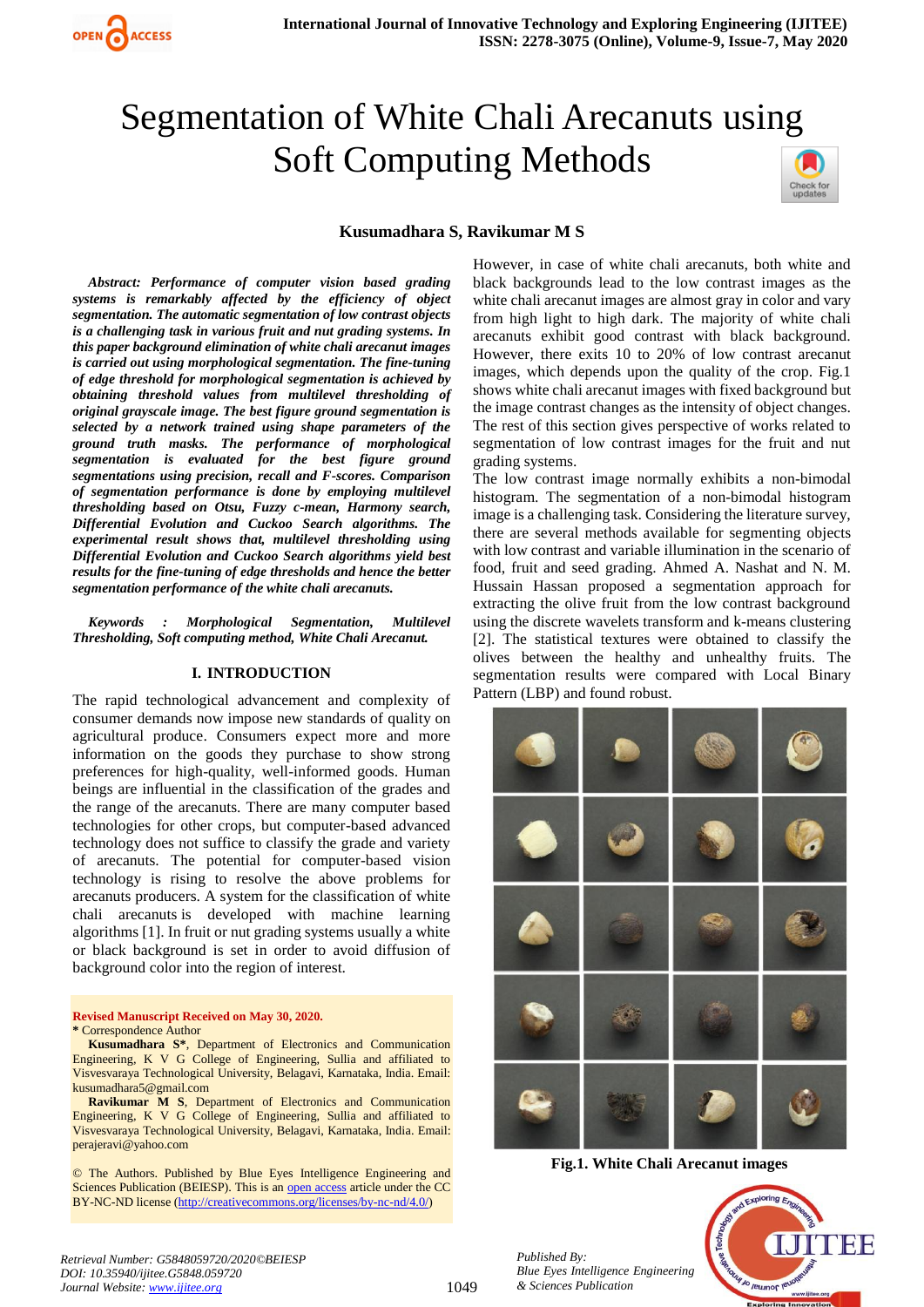# Segmentation of White Chali Arecanuts using Soft Computing Methods

**Kusumadhara S, Ravikumar M S**

***Abstract: Performance of computer vision based grading systems is remarkably affected by the efficiency of object segmentation. The automatic segmentation of low contrast objects is a challenging task in various fruit and nut grading systems. In this paper background elimination of white chali arecanut images is carried out using morphological segmentation. The fine-tuning of edge threshold for morphological segmentation is achieved by obtaining threshold values from multilevel thresholding of original grayscale image. The best figure ground segmentation is selected by a network trained using shape parameters of the ground truth masks. The performance of morphological segmentation is evaluated for the best figure ground segmentations using precision, recall and F-scores. Comparison of segmentation performance is done by employing multilevel thresholding based on Otsu, Fuzzy c-mean, Harmony search, Differential Evolution and Cuckoo Search algorithms. The experimental result shows that, multilevel thresholding using Differential Evolution and Cuckoo Search algorithms yield best results for the fine-tuning of edge thresholds and hence the better segmentation performance of the white chali arecanuts.***

***Keywords : Morphological Segmentation, Multilevel Thresholding, Soft computing method, White Chali Arecanut.***

## I. INTRODUCTION

The rapid technological advancement and complexity of consumer demands now impose new standards of quality on agricultural produce. Consumers expect more and more information on the goods they purchase to show strong preferences for high-quality, well-informed goods. Human beings are influential in the classification of the grades and the range of the arecanuts. There are many computer based technologies for other crops, but computer-based advanced technology does not suffice to classify the grade and variety of arecanuts. The potential for computer-based vision technology is rising to resolve the above problems for arecanuts producers. A system for the classification of white chali arecanuts is developed with machine learning algorithms [1]. In fruit or nut grading systems usually a white or black background is set in order to avoid diffusion of background color into the region of interest.

However, in case of white chali arecanuts, both white and black backgrounds lead to the low contrast images as the white chali arecanut images are almost gray in color and vary from high light to high dark. The majority of white chali arecanuts exhibit good contrast with black background. However, there exits 10 to 20% of low contrast arecanut images, which depends upon the quality of the crop. Fig.1 shows white chali arecanut images with fixed background but the image contrast changes as the intensity of object changes. The rest of this section gives perspective of works related to segmentation of low contrast images for the fruit and nut grading systems.

The low contrast image normally exhibits a non-bimodal histogram. The segmentation of a non-bimodal histogram image is a challenging task. Considering the literature survey, there are several methods available for segmenting objects with low contrast and variable illumination in the scenario of food, fruit and seed grading. Ahmed A. Nashat and N. M. Hussain Hassan proposed a segmentation approach for extracting the olive fruit from the low contrast background using the discrete wavelets transform and k-means clustering [2]. The statistical textures were obtained to classify the olives between the healthy and unhealthy fruits. The segmentation results were compared with Local Binary Pattern (LBP) and found robust.

**Fig.1. White Chali Arecanut images**

**Revised Manuscript Received on May 30, 2020.**
**\*** Correspondence Author
**Kusumadhara S\***, Department of Electronics and Communication Engineering, K V G College of Engineering, Sullia and affiliated to Visvesvaraya Technological University, Belagavi, Karnataka, India. Email: kusumadhara5@gmail.com
**Ravikumar M S**, Department of Electronics and Communication Engineering, K V G College of Engineering, Sullia and affiliated to Visvesvaraya Technological University, Belagavi, Karnataka, India. Email: perajeravi@yahoo.com

© The Authors. Published by Blue Eyes Intelligence Engineering and Sciences Publication (BEIESP). This is an open access article under the CC BY-NC-ND license (http://creativecommons.org/licenses/by-nc-nd/4.0/)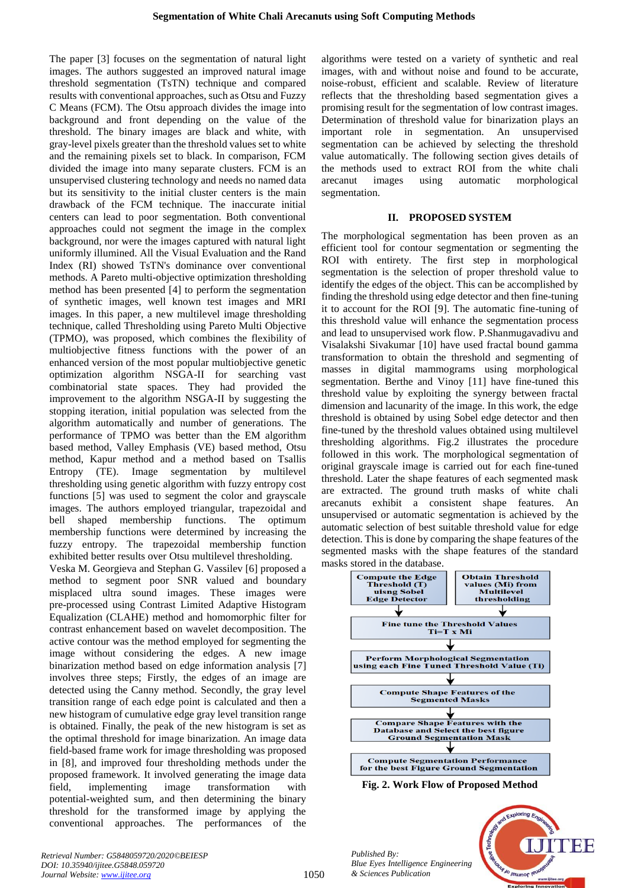The paper [3] focuses on the segmentation of natural light images. The authors suggested an improved natural image threshold segmentation (TsTN) technique and compared results with conventional approaches, such as Otsu and Fuzzy C Means (FCM). The Otsu approach divides the image into background and front depending on the value of the threshold. The binary images are black and white, with gray-level pixels greater than the threshold values set to white and the remaining pixels set to black. In comparison, FCM divided the image into many separate clusters. FCM is an unsupervised clustering technology and needs no named data but its sensitivity to the initial cluster centers is the main drawback of the FCM technique. The inaccurate initial centers can lead to poor segmentation. Both conventional approaches could not segment the image in the complex background, nor were the images captured with natural light uniformly illumined. All the Visual Evaluation and the Rand Index (RI) showed TsTN's dominance over conventional methods. A Pareto multi-objective optimization thresholding method has been presented [4] to perform the segmentation of synthetic images, well known test images and MRI images. In this paper, a new multilevel image thresholding technique, called Thresholding using Pareto Multi Objective (TPMO), was proposed, which combines the flexibility of multiobjective fitness functions with the power of an enhanced version of the most popular multiobjective genetic optimization algorithm NSGA-II for searching vast combinatorial state spaces. They had provided the improvement to the algorithm NSGA-II by suggesting the stopping iteration, initial population was selected from the algorithm automatically and number of generations. The performance of TPMO was better than the EM algorithm based method, Valley Emphasis (VE) based method, Otsu method, Kapur method and a method based on Tsallis Entropy (TE). Image segmentation by multilevel thresholding using genetic algorithm with fuzzy entropy cost functions [5] was used to segment the color and grayscale images. The authors employed triangular, trapezoidal and bell shaped membership functions. The optimum membership functions were determined by increasing the fuzzy entropy. The trapezoidal membership function exhibited better results over Otsu multilevel thresholding. Veska M. Georgieva and Stephan G. Vassilev [6] proposed a method to segment poor SNR valued and boundary misplaced ultra sound images. These images were pre-processed using Contrast Limited Adaptive Histogram Equalization (CLAHE) method and homomorphic filter for contrast enhancement based on wavelet decomposition. The active contour was the method employed for segmenting the image without considering the edges. A new image binarization method based on edge information analysis [7] involves three steps; Firstly, the edges of an image are detected using the Canny method. Secondly, the gray level transition range of each edge point is calculated and then a new histogram of cumulative edge gray level transition range is obtained. Finally, the peak of the new histogram is set as the optimal threshold for image binarization. An image data field-based frame work for image thresholding was proposed in [8], and improved four thresholding methods under the proposed framework. It involved generating the image data field, implementing image transformation with potential-weighted sum, and then determining the binary threshold for the transformed image by applying the conventional approaches. The performances of the algorithms were tested on a variety of synthetic and real images, with and without noise and found to be accurate, noise-robust, efficient and scalable. Review of literature reflects that the thresholding based segmentation gives a promising result for the segmentation of low contrast images. Determination of threshold value for binarization plays an important role in segmentation. An unsupervised segmentation can be achieved by selecting the threshold value automatically. The following section gives details of the methods used to extract ROI from the white chali arecanut images using automatic morphological segmentation.

## II. PROPOSED SYSTEM

The morphological segmentation has been proven as an efficient tool for contour segmentation or segmenting the ROI with entirety. The first step in morphological segmentation is the selection of proper threshold value to identify the edges of the object. This can be accomplished by finding the threshold using edge detector and then fine-tuning it to account for the ROI [9]. The automatic fine-tuning of this threshold value will enhance the segmentation process and lead to unsupervised work flow. P.Shanmugavadivu and Visalakshi Sivakumar [10] have used fractal bound gamma transformation to obtain the threshold and segmenting of masses in digital mammograms using morphological segmentation. Berthe and Vinoy [11] have fine-tuned this threshold value by exploiting the synergy between fractal dimension and lacunarity of the image. In this work, the edge threshold is obtained by using Sobel edge detector and then fine-tuned by the threshold values obtained using multilevel thresholding algorithms. Fig.2 illustrates the procedure followed in this work. The morphological segmentation of original grayscale image is carried out for each fine-tuned threshold. Later the shape features of each segmented mask are extracted. The ground truth masks of white chali arecanuts exhibit a consistent shape features. An unsupervised or automatic segmentation is achieved by the automatic selection of best suitable threshold value for edge detection. This is done by comparing the shape features of the segmented masks with the shape features of the standard masks stored in the database.

Compute the Edge Threshold (T) uisng Sobel Edge Detector → Obtain Threshold values (Mi) from Multilevel thresholding → Fine tune the Threshold Values Ti=T x Mi → Perform Morphological Segmentation using each Fine Tuned Threshold Value (Ti) → Compute Shape Features of the Segmented Masks → Compare Shape Features with the Database and Select the best figure Ground Segmentation Mask → Compute Segmentation Performance for the best Figure Ground Segmentation

**Fig. 2. Work Flow of Proposed Method**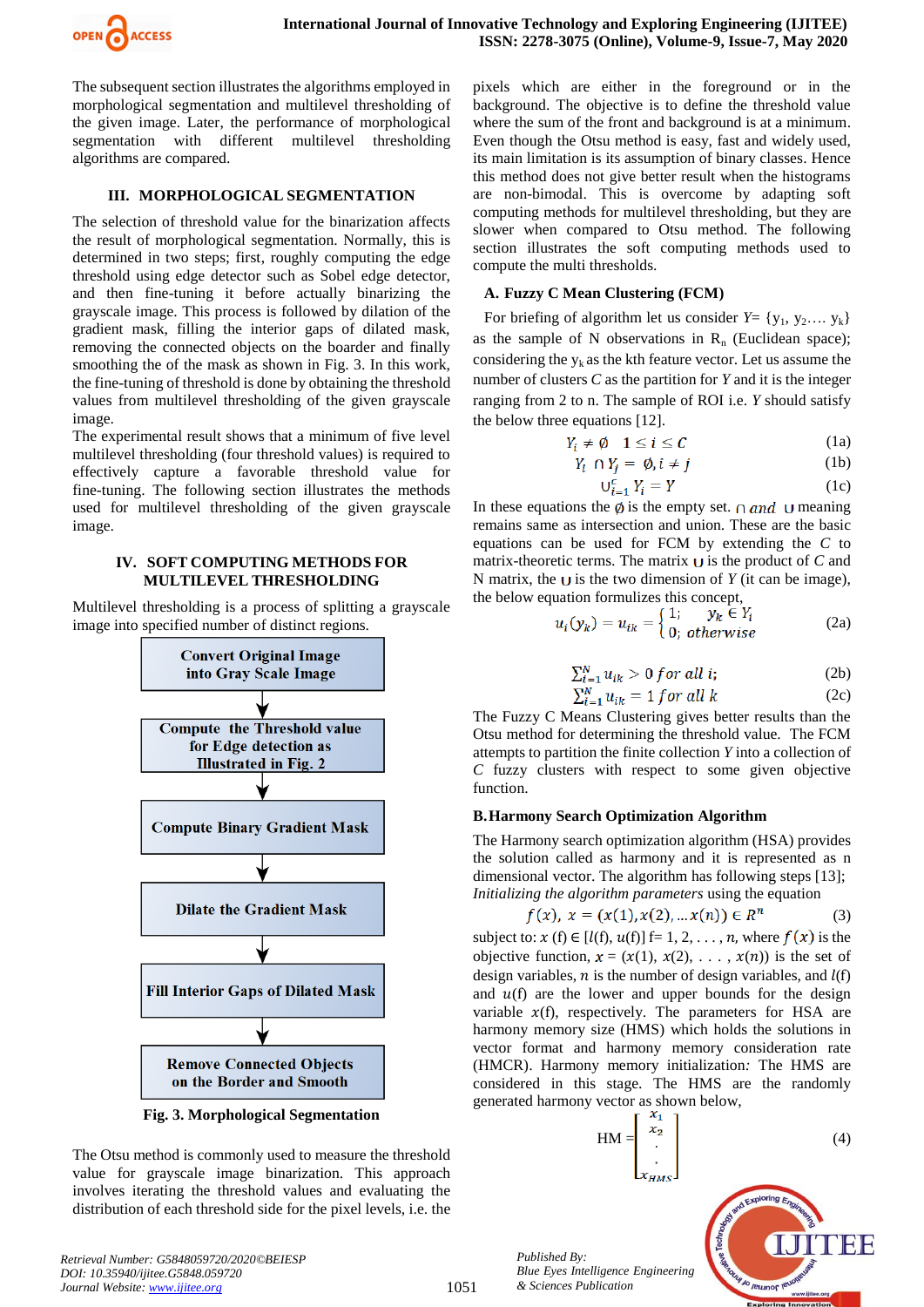The subsequent section illustrates the algorithms employed in morphological segmentation and multilevel thresholding of the given image. Later, the performance of morphological segmentation with different multilevel thresholding algorithms are compared.

## III. MORPHOLOGICAL SEGMENTATION

The selection of threshold value for the binarization affects the result of morphological segmentation. Normally, this is determined in two steps; first, roughly computing the edge threshold using edge detector such as Sobel edge detector, and then fine-tuning it before actually binarizing the grayscale image. This process is followed by dilation of the gradient mask, filling the interior gaps of dilated mask, removing the connected objects on the boarder and finally smoothing the of the mask as shown in Fig. 3. In this work, the fine-tuning of threshold is done by obtaining the threshold values from multilevel thresholding of the given grayscale image.

The experimental result shows that a minimum of five level multilevel thresholding (four threshold values) is required to effectively capture a favorable threshold value for fine-tuning. The following section illustrates the methods used for multilevel thresholding of the given grayscale image.

## IV. SOFT COMPUTING METHODS FOR MULTILEVEL THRESHOLDING

Multilevel thresholding is a process of splitting a grayscale image into specified number of distinct regions.

Convert Original Image into Gray Scale Image
↓
Compute the Threshold value for Edge detection as Illustrated in Fig. 2
↓
Compute Binary Gradient Mask
↓
Dilate the Gradient Mask
↓
Fill Interior Gaps of Dilated Mask
↓
Remove Connected Objects on the Border and Smooth

**Fig. 3. Morphological Segmentation**

The Otsu method is commonly used to measure the threshold value for grayscale image binarization. This approach involves iterating the threshold values and evaluating the distribution of each threshold side for the pixel levels, i.e. the pixels which are either in the foreground or in the background. The objective is to define the threshold value where the sum of the front and background is at a minimum. Even though the Otsu method is easy, fast and widely used, its main limitation is its assumption of binary classes. Hence this method does not give better result when the histograms are non-bimodal. This is overcome by adapting soft computing methods for multilevel thresholding, but they are slower when compared to Otsu method. The following section illustrates the soft computing methods used to compute the multi thresholds.

### A. Fuzzy C Mean Clustering (FCM)

For briefing of algorithm let us consider $Y= \{y_1, y_2 \ldots y_k\}$ as the sample of N observations in $R_n$ (Euclidean space); considering the $y_k$ as the kth feature vector. Let us assume the number of clusters $C$ as the partition for $Y$ and it is the integer ranging from 2 to n. The sample of ROI i.e. $Y$ should satisfy the below three equations [12].

$$Y_i \neq \emptyset \quad 1 \leq i \leq C \tag{1a}$$

$$Y_i \cap Y_j = \emptyset, i \neq j \tag{1b}$$

$$\cup_{i=1}^{C} Y_i = Y \tag{1c}$$

In these equations the $\emptyset$ is the empty set. $\cap$ *and* $\cup$ meaning remains same as intersection and union. These are the basic equations can be used for FCM by extending the $C$ to matrix-theoretic terms. The matrix $\cup$ is the product of $C$ and N matrix, the $\cup$ is the two dimension of $Y$ (it can be image), the below equation formulizes this concept,

$$u_i(y_k) = u_{ik} = \begin{cases} 1; & y_k \in Y_i \\ 0; & otherwise \end{cases} \tag{2a}$$

$$\sum_{i=1}^{N} u_{ik} > 0 \; for \; all \; i; \tag{2b}$$

$$\sum_{i=1}^{N} u_{ik} = 1 \; for \; all \; k \tag{2c}$$

The Fuzzy C Means Clustering gives better results than the Otsu method for determining the threshold value. The FCM attempts to partition the finite collection $Y$ into a collection of $C$ fuzzy clusters with respect to some given objective function.

### B. Harmony Search Optimization Algorithm

The Harmony search optimization algorithm (HSA) provides the solution called as harmony and it is represented as n dimensional vector. The algorithm has following steps [13]; *Initializing the algorithm parameters* using the equation

$$f(x),\; x = (x(1), x(2), \ldots x(n)) \in R^n \tag{3}$$

subject to: $x$ (f) ∈ [$l$(f), $u$(f)] f= 1, 2, . . . , $n$, where $f(x)$ is the objective function, $x = (x(1), x(2), \ldots, x(n))$ is the set of design variables, $n$ is the number of design variables, and $l$(f) and $u$(f) are the lower and upper bounds for the design variable $x$(f), respectively. The parameters for HSA are harmony memory size (HMS) which holds the solutions in vector format and harmony memory consideration rate (HMCR). Harmony memory initialization*:* The HMS are considered in this stage. The HMS are the randomly generated harmony vector as shown below,

$$\text{HM} = \begin{bmatrix} x_1 \\ x_2 \\ \cdot \\ \cdot \\ x_{HMS} \end{bmatrix} \tag{4}$$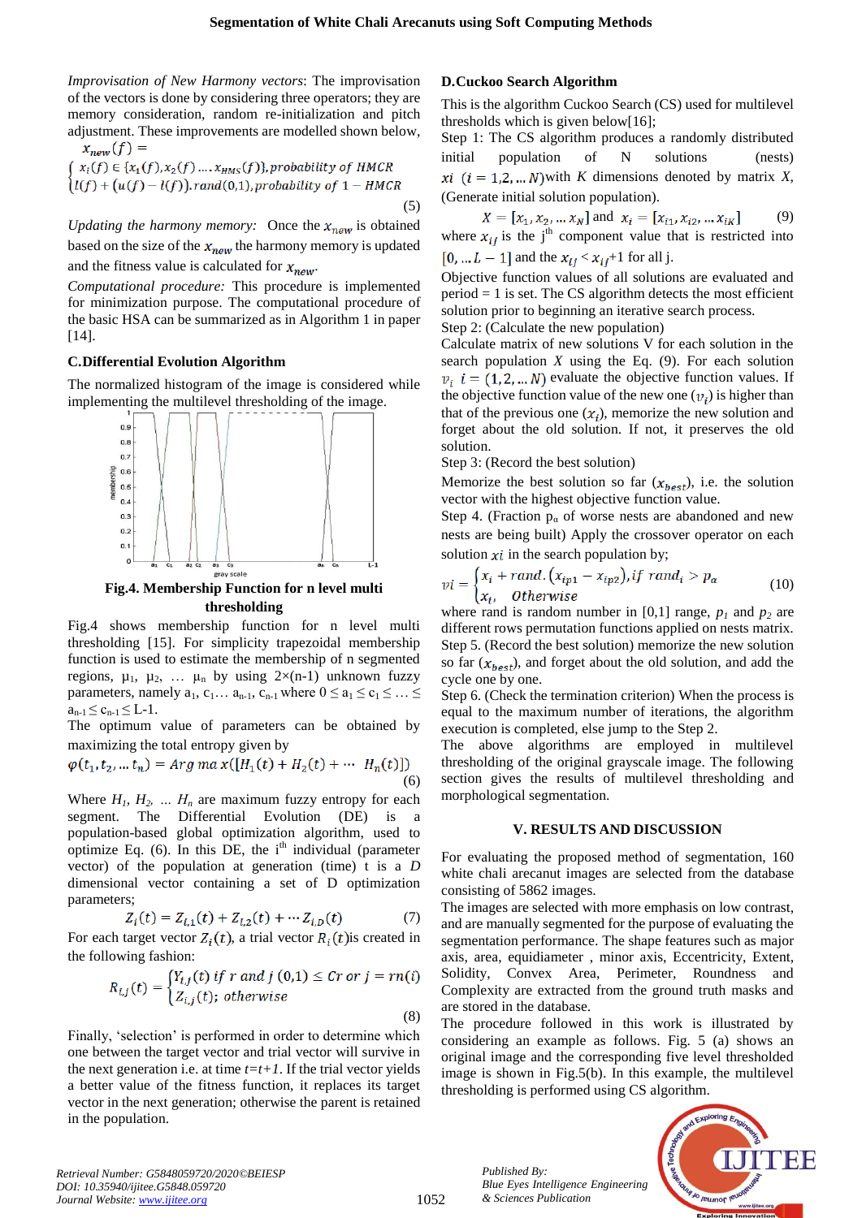*Improvisation of New Harmony vectors*: The improvisation of the vectors is done by considering three operators; they are memory consideration, random re-initialization and pitch adjustment. These improvements are modelled shown below,

$$x_{new}(f) = \begin{cases} x_i(f) \in \{x_1(f), x_2(f) \ldots x_{HMS}(f)\}, probability\ of\ HMCR \\ l(f) + (u(f) - l(f)).rand(0,1), probability\ of\ 1 - HMCR \end{cases} \quad (5)$$

*Updating the harmony memory:* Once the $x_{new}$ is obtained based on the size of the $x_{new}$ the harmony memory is updated and the fitness value is calculated for $x_{new}$.

*Computational procedure:* This procedure is implemented for minimization purpose. The computational procedure of the basic HSA can be summarized as in Algorithm 1 in paper [14].

## C.Differential Evolution Algorithm

The normalized histogram of the image is considered while implementing the multilevel thresholding of the image.

**Fig.4. Membership Function for n level multi thresholding**

Fig.4 shows membership function for n level multi thresholding [15]. For simplicity trapezoidal membership function is used to estimate the membership of n segmented regions, $\mu_1$, $\mu_2$, … $\mu_n$ by using 2×(n-1) unknown fuzzy parameters, namely $a_1$, $c_1$… $a_{n-1}$, $c_{n-1}$ where $0 \leq a_1 \leq c_1 \leq \ldots \leq a_{n-1} \leq c_{n-1} \leq L-1$.

The optimum value of parameters can be obtained by maximizing the total entropy given by

$$\varphi(t_1, t_2, \ldots t_n) = Arg\ max([H_1(t) + H_2(t) + \cdots H_n(t)]) \quad (6)$$

Where $H_1$, $H_2$, … $H_n$ are maximum fuzzy entropy for each segment. The Differential Evolution (DE) is a population-based global optimization algorithm, used to optimize Eq. (6). In this DE, the $i^{th}$ individual (parameter vector) of the population at generation (time) t is a $D$ dimensional vector containing a set of D optimization parameters;

$$Z_i(t) = Z_{i,1}(t) + Z_{i,2}(t) + \cdots Z_{i,D}(t) \quad (7)$$

For each target vector $Z_i(t)$, a trial vector $R_i(t)$is created in the following fashion:

$$R_{i,j}(t) = \begin{cases} Y_{i,j}(t)\ if\ r\ and\ j\ (0,1) \leq Cr\ or\ j = rn(i) \\ Z_{i,j}(t);\ otherwise \end{cases} \quad (8)$$

Finally, 'selection' is performed in order to determine which one between the target vector and trial vector will survive in the next generation i.e. at time $t=t+1$. If the trial vector yields a better value of the fitness function, it replaces its target vector in the next generation; otherwise the parent is retained in the population.

## D.Cuckoo Search Algorithm

This is the algorithm Cuckoo Search (CS) used for multilevel thresholds which is given below[16];

Step 1: The CS algorithm produces a randomly distributed initial population of N solutions (nests) $xi\ (i = 1,2, \ldots N)$with $K$ dimensions denoted by matrix $X$, (Generate initial solution population).

$$X = [x_1, x_2, \ldots x_N]\ \text{and}\ x_i = [x_{i1}, x_{i2}, \ldots x_{iK}] \quad (9)$$

where $x_{ij}$ is the j[th] component value that is restricted into $[0, \ldots L-1]$ and the $x_{ij} < x_{ij}$+1 for all j.

Objective function values of all solutions are evaluated and period = 1 is set. The CS algorithm detects the most efficient solution prior to beginning an iterative search process.

Step 2: (Calculate the new population)

Calculate matrix of new solutions V for each solution in the search population $X$ using the Eq. (9). For each solution $v_i\ i = (1,2, \ldots N)$ evaluate the objective function values. If the objective function value of the new one ($v_i$) is higher than that of the previous one ($x_i$), memorize the new solution and forget about the old solution. If not, it preserves the old solution.

Step 3: (Record the best solution)

Memorize the best solution so far ($x_{best}$), i.e. the solution vector with the highest objective function value.

Step 4. (Fraction $p_\alpha$ of worse nests are abandoned and new nests are being built) Apply the crossover operator on each solution $xi$ in the search population by;

$$vi = \begin{cases} x_i + rand.(x_{ip1} - x_{ip2}), if\ rand_i > p_\alpha \\ x_i, \quad Otherwise \end{cases} \quad (10)$$

where rand is random number in [0,1] range, $p_1$ and $p_2$ are different rows permutation functions applied on nests matrix.

Step 5. (Record the best solution) memorize the new solution so far ($x_{best}$), and forget about the old solution, and add the cycle one by one.

Step 6. (Check the termination criterion) When the process is equal to the maximum number of iterations, the algorithm execution is completed, else jump to the Step 2.

The above algorithms are employed in multilevel thresholding of the original grayscale image. The following section gives the results of multilevel thresholding and morphological segmentation.

## V. RESULTS AND DISCUSSION

For evaluating the proposed method of segmentation, 160 white chali arecanut images are selected from the database consisting of 5862 images.

The images are selected with more emphasis on low contrast, and are manually segmented for the purpose of evaluating the segmentation performance. The shape features such as major axis, area, equidiameter , minor axis, Eccentricity, Extent, Solidity, Convex Area, Perimeter, Roundness and Complexity are extracted from the ground truth masks and are stored in the database.

The procedure followed in this work is illustrated by considering an example as follows. Fig. 5 (a) shows an original image and the corresponding five level thresholded image is shown in Fig.5(b). In this example, the multilevel thresholding is performed using CS algorithm.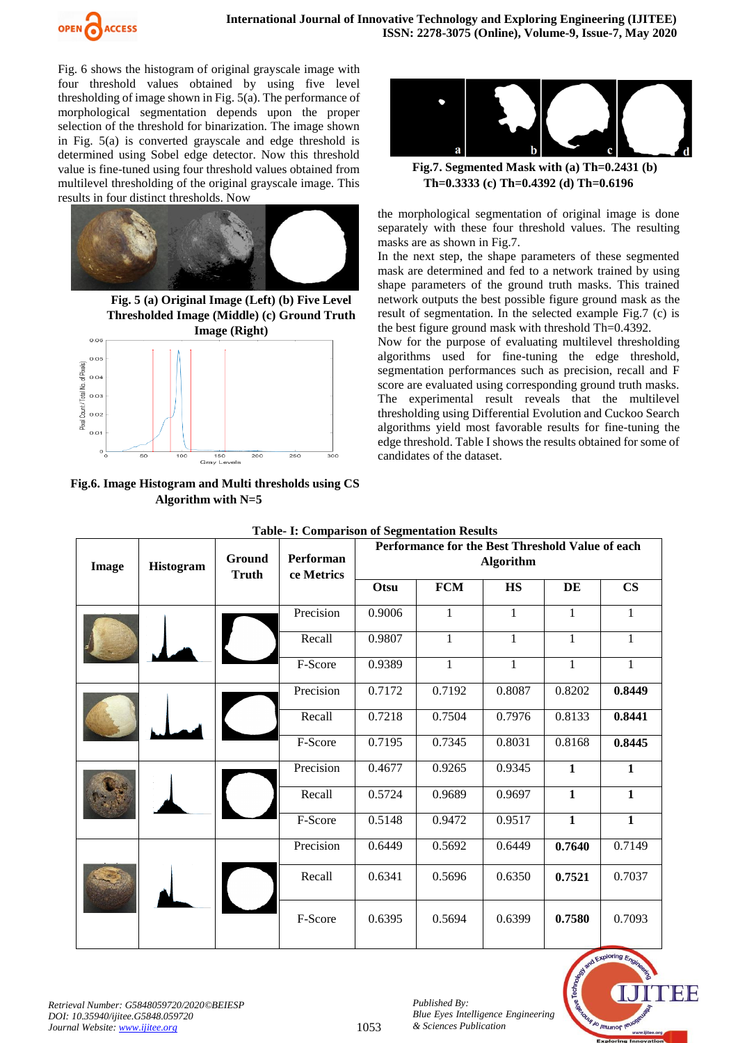Fig. 6 shows the histogram of original grayscale image with four threshold values obtained by using five level thresholding of image shown in Fig. 5(a). The performance of morphological segmentation depends upon the proper selection of the threshold for binarization. The image shown in Fig. 5(a) is converted grayscale and edge threshold is determined using Sobel edge detector. Now this threshold value is fine-tuned using four threshold values obtained from multilevel thresholding of the original grayscale image. This results in four distinct thresholds. Now

**Fig. 5 (a) Original Image (Left) (b) Five Level Thresholded Image (Middle) (c) Ground Truth Image (Right)**

**Fig.6. Image Histogram and Multi thresholds using CS Algorithm with N=5**

**Fig.7. Segmented Mask with (a) Th=0.2431 (b) Th=0.3333 (c) Th=0.4392 (d) Th=0.6196**

the morphological segmentation of original image is done separately with these four threshold values. The resulting masks are as shown in Fig.7.

In the next step, the shape parameters of these segmented mask are determined and fed to a network trained by using shape parameters of the ground truth masks. This trained network outputs the best possible figure ground mask as the result of segmentation. In the selected example Fig.7 (c) is the best figure ground mask with threshold Th=0.4392.

Now for the purpose of evaluating multilevel thresholding algorithms used for fine-tuning the edge threshold, segmentation performances such as precision, recall and F score are evaluated using corresponding ground truth masks. The experimental result reveals that the multilevel thresholding using Differential Evolution and Cuckoo Search algorithms yield most favorable results for fine-tuning the edge threshold. Table I shows the results obtained for some of candidates of the dataset.

**Table- I: Comparison of Segmentation Results**

| Image | Histogram | Ground Truth | Performance Metrics | Performance for the Best Threshold Value of each Algorithm | | | | |
|---|---|---|---|---|---|---|---|---|
| | | | | Otsu | FCM | HS | DE | CS |
| | | | Precision | 0.9006 | 1 | 1 | 1 | 1 |
| | | | Recall | 0.9807 | 1 | 1 | 1 | 1 |
| | | | F-Score | 0.9389 | 1 | 1 | 1 | 1 |
| | | | Precision | 0.7172 | 0.7192 | 0.8087 | 0.8202 | **0.8449** |
| | | | Recall | 0.7218 | 0.7504 | 0.7976 | 0.8133 | **0.8441** |
| | | | F-Score | 0.7195 | 0.7345 | 0.8031 | 0.8168 | **0.8445** |
| | | | Precision | 0.4677 | 0.9265 | 0.9345 | **1** | **1** |
| | | | Recall | 0.5724 | 0.9689 | 0.9697 | **1** | **1** |
| | | | F-Score | 0.5148 | 0.9472 | 0.9517 | **1** | **1** |
| | | | Precision | 0.6449 | 0.5692 | 0.6449 | **0.7640** | 0.7149 |
| | | | Recall | 0.6341 | 0.5696 | 0.6350 | **0.7521** | 0.7037 |
| | | | F-Score | 0.6395 | 0.5694 | 0.6399 | **0.7580** | 0.7093 |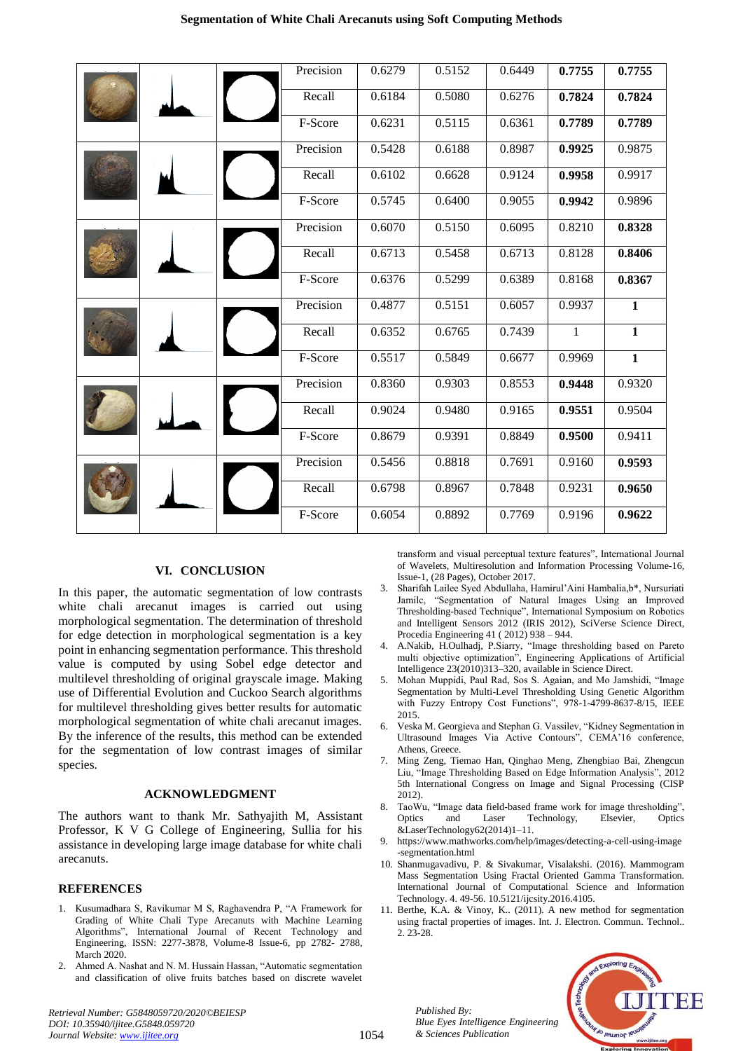| | | | | | | | | |
|---|---|---|---|---|---|---|---|---|
| | | | Precision | 0.6279 | 0.5152 | 0.6449 | **0.7755** | **0.7755** |
| | | | Recall | 0.6184 | 0.5080 | 0.6276 | **0.7824** | **0.7824** |
| | | | F-Score | 0.6231 | 0.5115 | 0.6361 | **0.7789** | **0.7789** |
| | | | Precision | 0.5428 | 0.6188 | 0.8987 | **0.9925** | 0.9875 |
| | | | Recall | 0.6102 | 0.6628 | 0.9124 | **0.9958** | 0.9917 |
| | | | F-Score | 0.5745 | 0.6400 | 0.9055 | **0.9942** | 0.9896 |
| | | | Precision | 0.6070 | 0.5150 | 0.6095 | 0.8210 | **0.8328** |
| | | | Recall | 0.6713 | 0.5458 | 0.6713 | 0.8128 | **0.8406** |
| | | | F-Score | 0.6376 | 0.5299 | 0.6389 | 0.8168 | **0.8367** |
| | | | Precision | 0.4877 | 0.5151 | 0.6057 | 0.9937 | **1** |
| | | | Recall | 0.6352 | 0.6765 | 0.7439 | 1 | **1** |
| | | | F-Score | 0.5517 | 0.5849 | 0.6677 | 0.9969 | **1** |
| | | | Precision | 0.8360 | 0.9303 | 0.8553 | **0.9448** | 0.9320 |
| | | | Recall | 0.9024 | 0.9480 | 0.9165 | **0.9551** | 0.9504 |
| | | | F-Score | 0.8679 | 0.9391 | 0.8849 | **0.9500** | 0.9411 |
| | | | Precision | 0.5456 | 0.8818 | 0.7691 | 0.9160 | **0.9593** |
| | | | Recall | 0.6798 | 0.8967 | 0.7848 | 0.9231 | **0.9650** |
| | | | F-Score | 0.6054 | 0.8892 | 0.7769 | 0.9196 | **0.9622** |

## VI. CONCLUSION

In this paper, the automatic segmentation of low contrasts white chali arecanut images is carried out using morphological segmentation. The determination of threshold for edge detection in morphological segmentation is a key point in enhancing segmentation performance. This threshold value is computed by using Sobel edge detector and multilevel thresholding of original grayscale image. Making use of Differential Evolution and Cuckoo Search algorithms for multilevel thresholding gives better results for automatic morphological segmentation of white chali arecanut images. By the inference of the results, this method can be extended for the segmentation of low contrast images of similar species.

## ACKNOWLEDGMENT

The authors want to thank Mr. Sathyajith M, Assistant Professor, K V G College of Engineering, Sullia for his assistance in developing large image database for white chali arecanuts.

## REFERENCES

1. Kusumadhara S, Ravikumar M S, Raghavendra P, "A Framework for Grading of White Chali Type Arecanuts with Machine Learning Algorithms", International Journal of Recent Technology and Engineering, ISSN: 2277-3878, Volume-8 Issue-6, pp 2782- 2788, March 2020.
2. Ahmed A. Nashat and N. M. Hussain Hassan, "Automatic segmentation and classification of olive fruits batches based on discrete wavelet transform and visual perceptual texture features", International Journal of Wavelets, Multiresolution and Information Processing Volume-16, Issue-1, (28 Pages), October 2017.
3. Sharifah Lailee Syed Abdullaha, Hamirul'Aini Hambalia,b*, Nursuriati Jamilc, "Segmentation of Natural Images Using an Improved Thresholding-based Technique", International Symposium on Robotics and Intelligent Sensors 2012 (IRIS 2012), SciVerse Science Direct, Procedia Engineering 41 ( 2012) 938 – 944.
4. A.Nakib, H.Oulhadj, P.Siarry, "Image thresholding based on Pareto multi objective optimization", Engineering Applications of Artificial Intelligence 23(2010)313–320, available in Science Direct.
5. Mohan Muppidi, Paul Rad, Sos S. Agaian, and Mo Jamshidi, "Image Segmentation by Multi-Level Thresholding Using Genetic Algorithm with Fuzzy Entropy Cost Functions", 978-1-4799-8637-8/15, IEEE 2015.
6. Veska M. Georgieva and Stephan G. Vassilev, "Kidney Segmentation in Ultrasound Images Via Active Contours", CEMA'16 conference, Athens, Greece.
7. Ming Zeng, Tiemao Han, Qinghao Meng, Zhengbiao Bai, Zhengcun Liu, "Image Thresholding Based on Edge Information Analysis", 2012 5th International Congress on Image and Signal Processing (CISP 2012).
8. TaoWu, "Image data field-based frame work for image thresholding", Optics and Laser Technology, Elsevier, Optics &LaserTechnology62(2014)1–11.
9. https://www.mathworks.com/help/images/detecting-a-cell-using-image-segmentation.html
10. Shanmugavadivu, P. & Sivakumar, Visalakshi. (2016). Mammogram Mass Segmentation Using Fractal Oriented Gamma Transformation. International Journal of Computational Science and Information Technology. 4. 49-56. 10.5121/ijcsity.2016.4105.
11. Berthe, K.A. & Vinoy, K.. (2011). A new method for segmentation using fractal properties of images. Int. J. Electron. Commun. Technol.. 2. 23-28.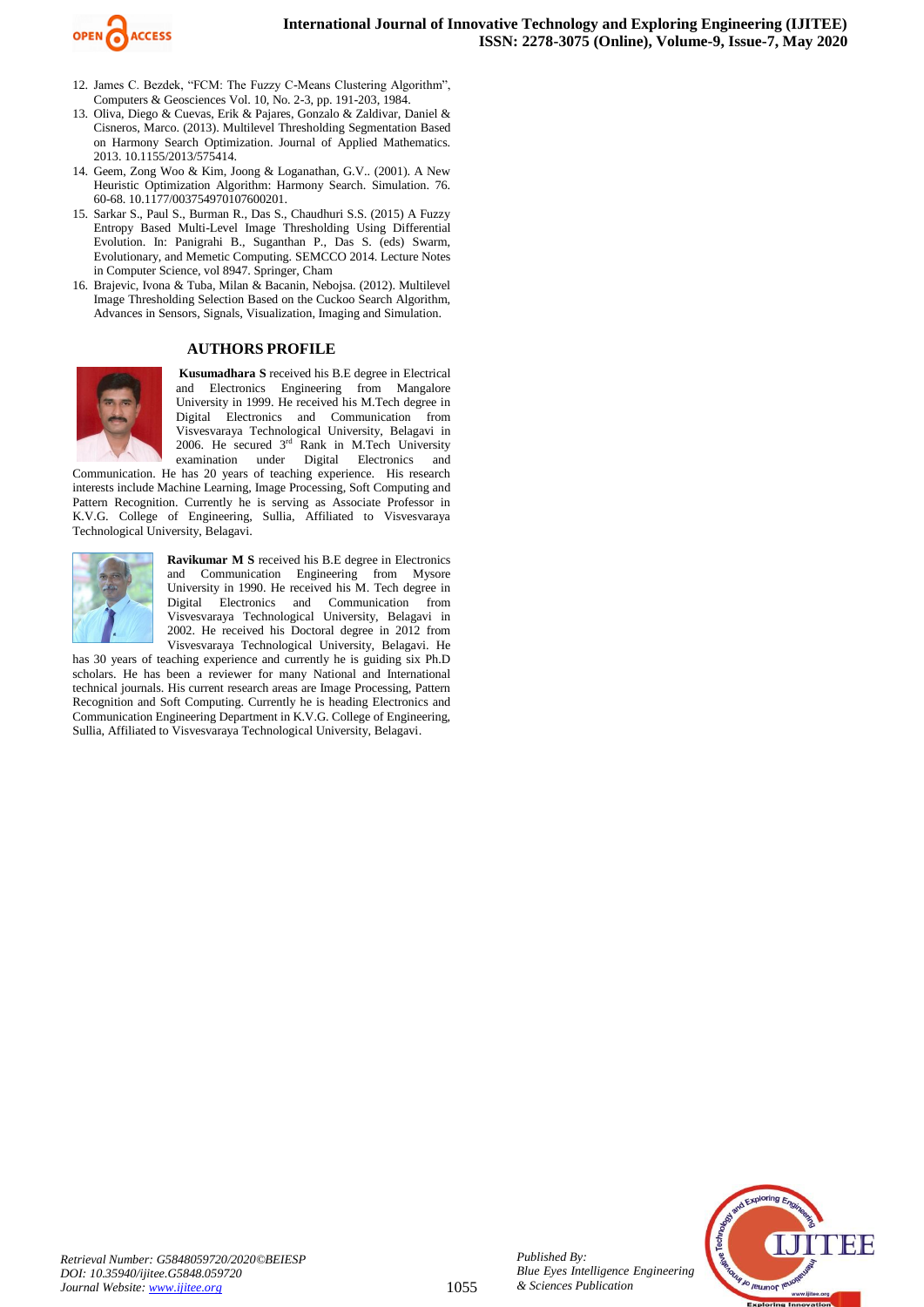12. James C. Bezdek, “FCM: The Fuzzy C-Means Clustering Algorithm”, Computers & Geosciences Vol. 10, No. 2-3, pp. 191-203, 1984.
13. Oliva, Diego & Cuevas, Erik & Pajares, Gonzalo & Zaldivar, Daniel & Cisneros, Marco. (2013). Multilevel Thresholding Segmentation Based on Harmony Search Optimization. Journal of Applied Mathematics. 2013. 10.1155/2013/575414.
14. Geem, Zong Woo & Kim, Joong & Loganathan, G.V.. (2001). A New Heuristic Optimization Algorithm: Harmony Search. Simulation. 76. 60-68. 10.1177/003754970107600201.
15. Sarkar S., Paul S., Burman R., Das S., Chaudhuri S.S. (2015) A Fuzzy Entropy Based Multi-Level Image Thresholding Using Differential Evolution. In: Panigrahi B., Suganthan P., Das S. (eds) Swarm, Evolutionary, and Memetic Computing. SEMCCO 2014. Lecture Notes in Computer Science, vol 8947. Springer, Cham
16. Brajevic, Ivona & Tuba, Milan & Bacanin, Nebojsa. (2012). Multilevel Image Thresholding Selection Based on the Cuckoo Search Algorithm, Advances in Sensors, Signals, Visualization, Imaging and Simulation.

## AUTHORS PROFILE

**Kusumadhara S** received his B.E degree in Electrical and Electronics Engineering from Mangalore University in 1999. He received his M.Tech degree in Digital Electronics and Communication from Visvesvaraya Technological University, Belagavi in 2006. He secured 3rd Rank in M.Tech University examination under Digital Electronics and Communication. He has 20 years of teaching experience. His research interests include Machine Learning, Image Processing, Soft Computing and Pattern Recognition. Currently he is serving as Associate Professor in K.V.G. College of Engineering, Sullia, Affiliated to Visvesvaraya Technological University, Belagavi.

**Ravikumar M S** received his B.E degree in Electronics and Communication Engineering from Mysore University in 1990. He received his M. Tech degree in Digital Electronics and Communication from Visvesvaraya Technological University, Belagavi in 2002. He received his Doctoral degree in 2012 from Visvesvaraya Technological University, Belagavi. He has 30 years of teaching experience and currently he is guiding six Ph.D scholars. He has been a reviewer for many National and International technical journals. His current research areas are Image Processing, Pattern Recognition and Soft Computing. Currently he is heading Electronics and Communication Engineering Department in K.V.G. College of Engineering, Sullia, Affiliated to Visvesvaraya Technological University, Belagavi.